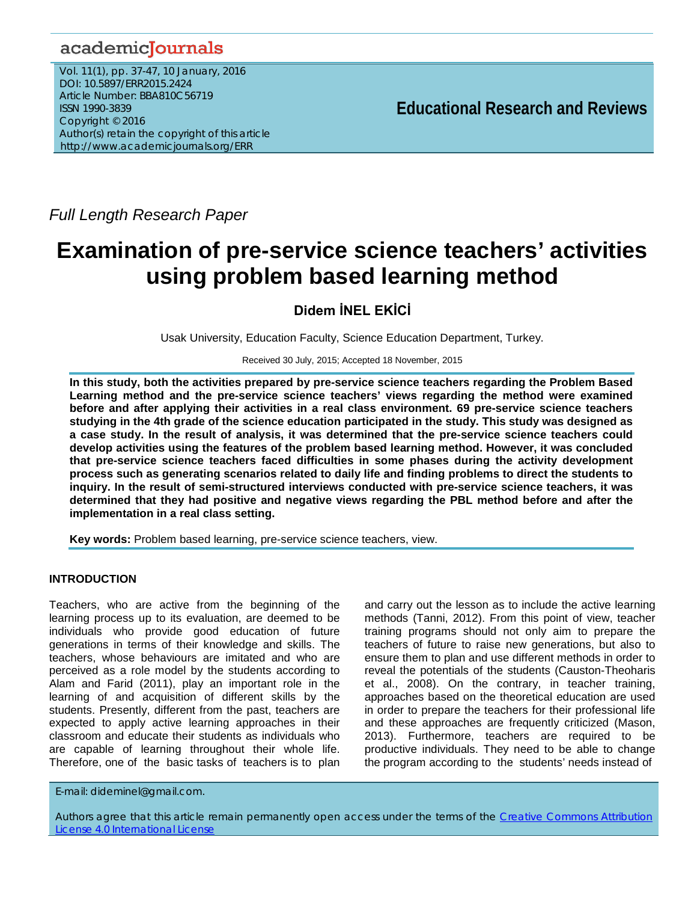academicJournals

Vol. 11(1), pp. 37-47, 10 January, 2016
DOI: 10.5897/ERR2015.2424
Article Number: BBA810C56719
ISSN 1990-3839
Copyright © 2016
Author(s) retain the copyright of this article
http://www.academicjournals.org/ERR

**Educational Research and Reviews**

*Full Length Research Paper*

# Examination of pre-service science teachers' activities using problem based learning method

**Didem İNEL EKİCİ**

Usak University, Education Faculty, Science Education Department, Turkey.

Received 30 July, 2015; Accepted 18 November, 2015

**In this study, both the activities prepared by pre-service science teachers regarding the Problem Based Learning method and the pre-service science teachers' views regarding the method were examined before and after applying their activities in a real class environment. 69 pre-service science teachers studying in the 4th grade of the science education participated in the study. This study was designed as a case study. In the result of analysis, it was determined that the pre-service science teachers could develop activities using the features of the problem based learning method. However, it was concluded that pre-service science teachers faced difficulties in some phases during the activity development process such as generating scenarios related to daily life and finding problems to direct the students to inquiry. In the result of semi-structured interviews conducted with pre-service science teachers, it was determined that they had positive and negative views regarding the PBL method before and after the implementation in a real class setting.**

**Key words:** Problem based learning, pre-service science teachers, view.

## INTRODUCTION

Teachers, who are active from the beginning of the learning process up to its evaluation, are deemed to be individuals who provide good education of future generations in terms of their knowledge and skills. The teachers, whose behaviours are imitated and who are perceived as a role model by the students according to Alam and Farid (2011), play an important role in the learning of and acquisition of different skills by the students. Presently, different from the past, teachers are expected to apply active learning approaches in their classroom and educate their students as individuals who are capable of learning throughout their whole life. Therefore, one of the basic tasks of teachers is to plan and carry out the lesson as to include the active learning methods (Tanni, 2012). From this point of view, teacher training programs should not only aim to prepare the teachers of future to raise new generations, but also to ensure them to plan and use different methods in order to reveal the potentials of the students (Causton-Theoharis et al., 2008). On the contrary, in teacher training, approaches based on the theoretical education are used in order to prepare the teachers for their professional life and these approaches are frequently criticized (Mason, 2013). Furthermore, teachers are required to be productive individuals. They need to be able to change the program according to the students' needs instead of

E-mail: dideminel@gmail.com.

Authors agree that this article remain permanently open access under the terms of the Creative Commons Attribution License 4.0 International License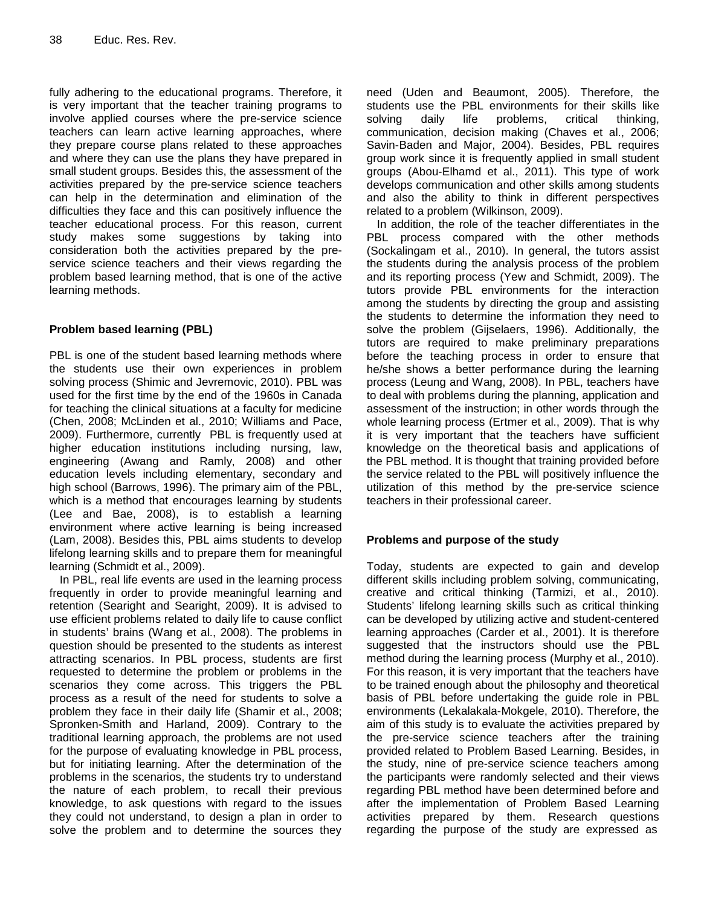fully adhering to the educational programs. Therefore, it is very important that the teacher training programs to involve applied courses where the pre-service science teachers can learn active learning approaches, where they prepare course plans related to these approaches and where they can use the plans they have prepared in small student groups. Besides this, the assessment of the activities prepared by the pre-service science teachers can help in the determination and elimination of the difficulties they face and this can positively influence the teacher educational process. For this reason, current study makes some suggestions by taking into consideration both the activities prepared by the pre-service science teachers and their views regarding the problem based learning method, that is one of the active learning methods.

### Problem based learning (PBL)

PBL is one of the student based learning methods where the students use their own experiences in problem solving process (Shimic and Jevremovic, 2010). PBL was used for the first time by the end of the 1960s in Canada for teaching the clinical situations at a faculty for medicine (Chen, 2008; McLinden et al., 2010; Williams and Pace, 2009). Furthermore, currently PBL is frequently used at higher education institutions including nursing, law, engineering (Awang and Ramly, 2008) and other education levels including elementary, secondary and high school (Barrows, 1996). The primary aim of the PBL, which is a method that encourages learning by students (Lee and Bae, 2008), is to establish a learning environment where active learning is being increased (Lam, 2008). Besides this, PBL aims students to develop lifelong learning skills and to prepare them for meaningful learning (Schmidt et al., 2009).

In PBL, real life events are used in the learning process frequently in order to provide meaningful learning and retention (Searight and Searight, 2009). It is advised to use efficient problems related to daily life to cause conflict in students' brains (Wang et al., 2008). The problems in question should be presented to the students as interest attracting scenarios. In PBL process, students are first requested to determine the problem or problems in the scenarios they come across. This triggers the PBL process as a result of the need for students to solve a problem they face in their daily life (Shamir et al., 2008; Spronken-Smith and Harland, 2009). Contrary to the traditional learning approach, the problems are not used for the purpose of evaluating knowledge in PBL process, but for initiating learning. After the determination of the problems in the scenarios, the students try to understand the nature of each problem, to recall their previous knowledge, to ask questions with regard to the issues they could not understand, to design a plan in order to solve the problem and to determine the sources they need (Uden and Beaumont, 2005). Therefore, the students use the PBL environments for their skills like solving daily life problems, critical thinking, communication, decision making (Chaves et al., 2006; Savin-Baden and Major, 2004). Besides, PBL requires group work since it is frequently applied in small student groups (Abou-Elhamd et al., 2011). This type of work develops communication and other skills among students and also the ability to think in different perspectives related to a problem (Wilkinson, 2009).

In addition, the role of the teacher differentiates in the PBL process compared with the other methods (Sockalingam et al., 2010). In general, the tutors assist the students during the analysis process of the problem and its reporting process (Yew and Schmidt, 2009). The tutors provide PBL environments for the interaction among the students by directing the group and assisting the students to determine the information they need to solve the problem (Gijselaers, 1996). Additionally, the tutors are required to make preliminary preparations before the teaching process in order to ensure that he/she shows a better performance during the learning process (Leung and Wang, 2008). In PBL, teachers have to deal with problems during the planning, application and assessment of the instruction; in other words through the whole learning process (Ertmer et al., 2009). That is why it is very important that the teachers have sufficient knowledge on the theoretical basis and applications of the PBL method. It is thought that training provided before the service related to the PBL will positively influence the utilization of this method by the pre-service science teachers in their professional career.

### Problems and purpose of the study

Today, students are expected to gain and develop different skills including problem solving, communicating, creative and critical thinking (Tarmizi, et al., 2010). Students' lifelong learning skills such as critical thinking can be developed by utilizing active and student-centered learning approaches (Carder et al., 2001). It is therefore suggested that the instructors should use the PBL method during the learning process (Murphy et al., 2010). For this reason, it is very important that the teachers have to be trained enough about the philosophy and theoretical basis of PBL before undertaking the guide role in PBL environments (Lekalakala-Mokgele, 2010). Therefore, the aim of this study is to evaluate the activities prepared by the pre-service science teachers after the training provided related to Problem Based Learning. Besides, in the study, nine of pre-service science teachers among the participants were randomly selected and their views regarding PBL method have been determined before and after the implementation of Problem Based Learning activities prepared by them. Research questions regarding the purpose of the study are expressed as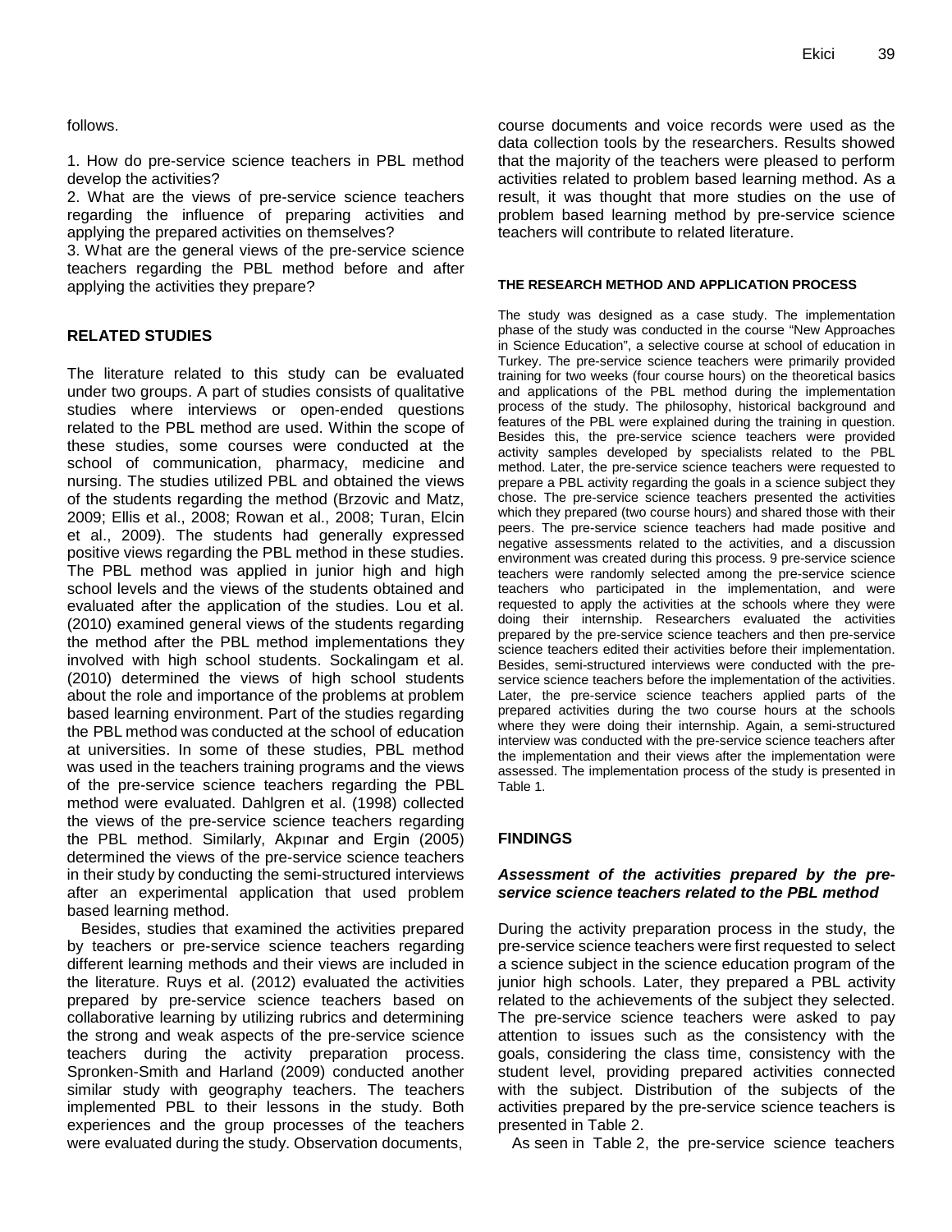follows.

1. How do pre-service science teachers in PBL method develop the activities?
2. What are the views of pre-service science teachers regarding the influence of preparing activities and applying the prepared activities on themselves?
3. What are the general views of the pre-service science teachers regarding the PBL method before and after applying the activities they prepare?

## RELATED STUDIES

The literature related to this study can be evaluated under two groups. A part of studies consists of qualitative studies where interviews or open-ended questions related to the PBL method are used. Within the scope of these studies, some courses were conducted at the school of communication, pharmacy, medicine and nursing. The studies utilized PBL and obtained the views of the students regarding the method (Brzovic and Matz, 2009; Ellis et al., 2008; Rowan et al., 2008; Turan, Elcin et al., 2009). The students had generally expressed positive views regarding the PBL method in these studies. The PBL method was applied in junior high and high school levels and the views of the students obtained and evaluated after the application of the studies. Lou et al. (2010) examined general views of the students regarding the method after the PBL method implementations they involved with high school students. Sockalingam et al. (2010) determined the views of high school students about the role and importance of the problems at problem based learning environment. Part of the studies regarding the PBL method was conducted at the school of education at universities. In some of these studies, PBL method was used in the teachers training programs and the views of the pre-service science teachers regarding the PBL method were evaluated. Dahlgren et al. (1998) collected the views of the pre-service science teachers regarding the PBL method. Similarly, Akpınar and Ergin (2005) determined the views of the pre-service science teachers in their study by conducting the semi-structured interviews after an experimental application that used problem based learning method.

Besides, studies that examined the activities prepared by teachers or pre-service science teachers regarding different learning methods and their views are included in the literature. Ruys et al. (2012) evaluated the activities prepared by pre-service science teachers based on collaborative learning by utilizing rubrics and determining the strong and weak aspects of the pre-service science teachers during the activity preparation process. Spronken-Smith and Harland (2009) conducted another similar study with geography teachers. The teachers implemented PBL to their lessons in the study. Both experiences and the group processes of the teachers were evaluated during the study. Observation documents, course documents and voice records were used as the data collection tools by the researchers. Results showed that the majority of the teachers were pleased to perform activities related to problem based learning method. As a result, it was thought that more studies on the use of problem based learning method by pre-service science teachers will contribute to related literature.

## THE RESEARCH METHOD AND APPLICATION PROCESS

The study was designed as a case study. The implementation phase of the study was conducted in the course "New Approaches in Science Education", a selective course at school of education in Turkey. The pre-service science teachers were primarily provided training for two weeks (four course hours) on the theoretical basics and applications of the PBL method during the implementation process of the study. The philosophy, historical background and features of the PBL were explained during the training in question. Besides this, the pre-service science teachers were provided activity samples developed by specialists related to the PBL method. Later, the pre-service science teachers were requested to prepare a PBL activity regarding the goals in a science subject they chose. The pre-service science teachers presented the activities which they prepared (two course hours) and shared those with their peers. The pre-service science teachers had made positive and negative assessments related to the activities, and a discussion environment was created during this process. 9 pre-service science teachers were randomly selected among the pre-service science teachers who participated in the implementation, and were requested to apply the activities at the schools where they were doing their internship. Researchers evaluated the activities prepared by the pre-service science teachers and then pre-service science teachers edited their activities before their implementation. Besides, semi-structured interviews were conducted with the pre-service science teachers before the implementation of the activities. Later, the pre-service science teachers applied parts of the prepared activities during the two course hours at the schools where they were doing their internship. Again, a semi-structured interview was conducted with the pre-service science teachers after the implementation and their views after the implementation were assessed. The implementation process of the study is presented in Table 1.

## FINDINGS

### *Assessment of the activities prepared by the pre-service science teachers related to the PBL method*

During the activity preparation process in the study, the pre-service science teachers were first requested to select a science subject in the science education program of the junior high schools. Later, they prepared a PBL activity related to the achievements of the subject they selected. The pre-service science teachers were asked to pay attention to issues such as the consistency with the goals, considering the class time, consistency with the student level, providing prepared activities connected with the subject. Distribution of the subjects of the activities prepared by the pre-service science teachers is presented in Table 2.

As seen in Table 2, the pre-service science teachers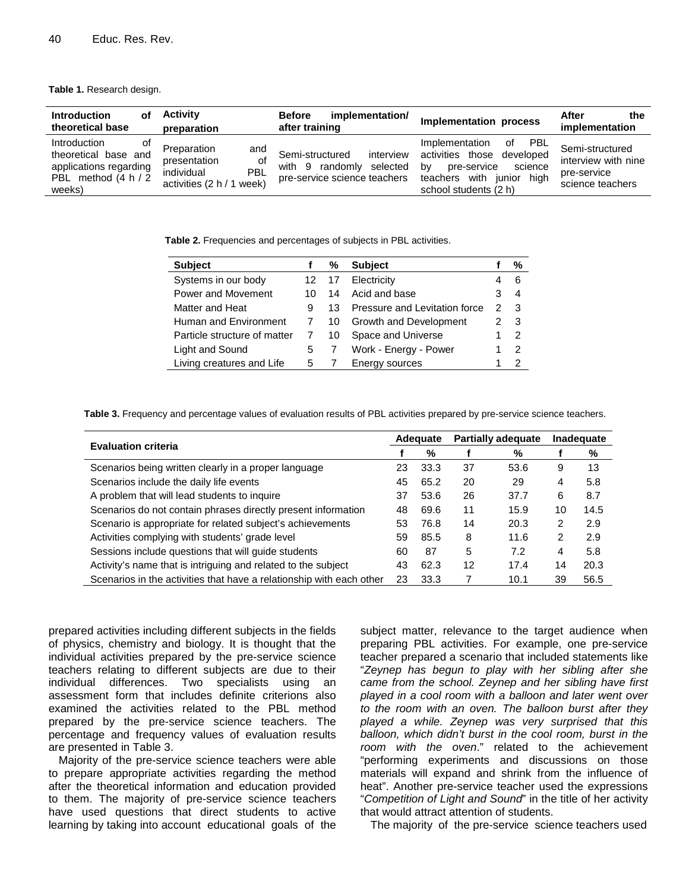**Table 1.** Research design.

| Introduction of theoretical base | Activity preparation | Before implementation/ after training | Implementation process | After the implementation |
|---|---|---|---|---|
| Introduction of theoretical base and applications regarding PBL method (4 h / 2 weeks) | Preparation and presentation of individual PBL activities (2 h / 1 week) | Semi-structured interview with 9 randomly selected pre-service science teachers | Implementation of PBL activities those developed by pre-service science teachers with junior high school students (2 h) | Semi-structured interview with nine pre-service science teachers |

**Table 2.** Frequencies and percentages of subjects in PBL activities.

| Subject | f | % | Subject | f | % |
|---|---|---|---|---|---|
| Systems in our body | 12 | 17 | Electricity | 4 | 6 |
| Power and Movement | 10 | 14 | Acid and base | 3 | 4 |
| Matter and Heat | 9 | 13 | Pressure and Levitation force | 2 | 3 |
| Human and Environment | 7 | 10 | Growth and Development | 2 | 3 |
| Particle structure of matter | 7 | 10 | Space and Universe | 1 | 2 |
| Light and Sound | 5 | 7 | Work - Energy - Power | 1 | 2 |
| Living creatures and Life | 5 | 7 | Energy sources | 1 | 2 |

**Table 3.** Frequency and percentage values of evaluation results of PBL activities prepared by pre-service science teachers.

| Evaluation criteria | Adequate | | Partially adequate | | Inadequate | |
|---|---|---|---|---|---|---|
| | f | % | f | % | f | % |
| Scenarios being written clearly in a proper language | 23 | 33.3 | 37 | 53.6 | 9 | 13 |
| Scenarios include the daily life events | 45 | 65.2 | 20 | 29 | 4 | 5.8 |
| A problem that will lead students to inquire | 37 | 53.6 | 26 | 37.7 | 6 | 8.7 |
| Scenarios do not contain phrases directly present information | 48 | 69.6 | 11 | 15.9 | 10 | 14.5 |
| Scenario is appropriate for related subject's achievements | 53 | 76.8 | 14 | 20.3 | 2 | 2.9 |
| Activities complying with students' grade level | 59 | 85.5 | 8 | 11.6 | 2 | 2.9 |
| Sessions include questions that will guide students | 60 | 87 | 5 | 7.2 | 4 | 5.8 |
| Activity's name that is intriguing and related to the subject | 43 | 62.3 | 12 | 17.4 | 14 | 20.3 |
| Scenarios in the activities that have a relationship with each other | 23 | 33.3 | 7 | 10.1 | 39 | 56.5 |

prepared activities including different subjects in the fields of physics, chemistry and biology. It is thought that the individual activities prepared by the pre-service science teachers relating to different subjects are due to their individual differences. Two specialists using an assessment form that includes definite criterions also examined the activities related to the PBL method prepared by the pre-service science teachers. The percentage and frequency values of evaluation results are presented in Table 3.

Majority of the pre-service science teachers were able to prepare appropriate activities regarding the method after the theoretical information and education provided to them. The majority of pre-service science teachers have used questions that direct students to active learning by taking into account educational goals of the subject matter, relevance to the target audience when preparing PBL activities. For example, one pre-service teacher prepared a scenario that included statements like "*Zeynep has begun to play with her sibling after she came from the school. Zeynep and her sibling have first played in a cool room with a balloon and later went over to the room with an oven. The balloon burst after they played a while. Zeynep was very surprised that this balloon, which didn't burst in the cool room, burst in the room with the oven*." related to the achievement "performing experiments and discussions on those materials will expand and shrink from the influence of heat". Another pre-service teacher used the expressions "*Competition of Light and Sound*" in the title of her activity that would attract attention of students.

The majority of the pre-service science teachers used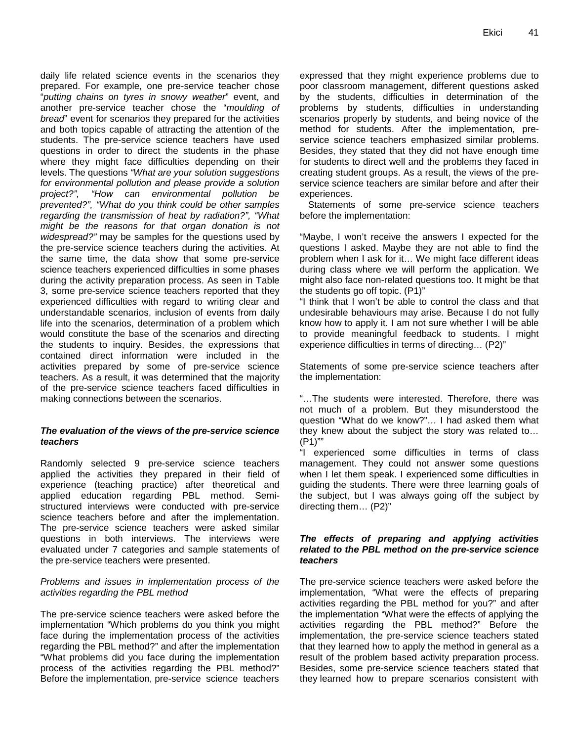daily life related science events in the scenarios they prepared. For example, one pre-service teacher chose "*putting chains on tyres in snowy weather*" event, and another pre-service teacher chose the "*moulding of bread*" event for scenarios they prepared for the activities and both topics capable of attracting the attention of the students. The pre-service science teachers have used questions in order to direct the students in the phase where they might face difficulties depending on their levels. The questions *"What are your solution suggestions for environmental pollution and please provide a solution project?", "How can environmental pollution be prevented?", "What do you think could be other samples regarding the transmission of heat by radiation?", "What might be the reasons for that organ donation is not widespread?"* may be samples for the questions used by the pre-service science teachers during the activities. At the same time, the data show that some pre-service science teachers experienced difficulties in some phases during the activity preparation process. As seen in Table 3, some pre-service science teachers reported that they experienced difficulties with regard to writing clear and understandable scenarios, inclusion of events from daily life into the scenarios, determination of a problem which would constitute the base of the scenarios and directing the students to inquiry. Besides, the expressions that contained direct information were included in the activities prepared by some of pre-service science teachers. As a result, it was determined that the majority of the pre-service science teachers faced difficulties in making connections between the scenarios.

### *The evaluation of the views of the pre-service science teachers*

Randomly selected 9 pre-service science teachers applied the activities they prepared in their field of experience (teaching practice) after theoretical and applied education regarding PBL method. Semi-structured interviews were conducted with pre-service science teachers before and after the implementation. The pre-service science teachers were asked similar questions in both interviews. The interviews were evaluated under 7 categories and sample statements of the pre-service teachers were presented.

#### *Problems and issues in implementation process of the activities regarding the PBL method*

The pre-service science teachers were asked before the implementation "Which problems do you think you might face during the implementation process of the activities regarding the PBL method?" and after the implementation "What problems did you face during the implementation process of the activities regarding the PBL method?" Before the implementation, pre-service science teachers expressed that they might experience problems due to poor classroom management, different questions asked by the students, difficulties in determination of the problems by students, difficulties in understanding scenarios properly by students, and being novice of the method for students. After the implementation, pre-service science teachers emphasized similar problems. Besides, they stated that they did not have enough time for students to direct well and the problems they faced in creating student groups. As a result, the views of the pre-service science teachers are similar before and after their experiences.

Statements of some pre-service science teachers before the implementation:

"Maybe, I won't receive the answers I expected for the questions I asked. Maybe they are not able to find the problem when I ask for it… We might face different ideas during class where we will perform the application. We might also face non-related questions too. It might be that the students go off topic. (P1)"

"I think that I won't be able to control the class and that undesirable behaviours may arise. Because I do not fully know how to apply it. I am not sure whether I will be able to provide meaningful feedback to students. I might experience difficulties in terms of directing… (P2)"

Statements of some pre-service science teachers after the implementation:

"…The students were interested. Therefore, there was not much of a problem. But they misunderstood the question "What do we know?"… I had asked them what they knew about the subject the story was related to… (P1)""

"I experienced some difficulties in terms of class management. They could not answer some questions when I let them speak. I experienced some difficulties in guiding the students. There were three learning goals of the subject, but I was always going off the subject by directing them… (P2)"

### *The effects of preparing and applying activities related to the PBL method on the pre-service science teachers*

The pre-service science teachers were asked before the implementation, "What were the effects of preparing activities regarding the PBL method for you?" and after the implementation "What were the effects of applying the activities regarding the PBL method?" Before the implementation, the pre-service science teachers stated that they learned how to apply the method in general as a result of the problem based activity preparation process. Besides, some pre-service science teachers stated that they learned how to prepare scenarios consistent with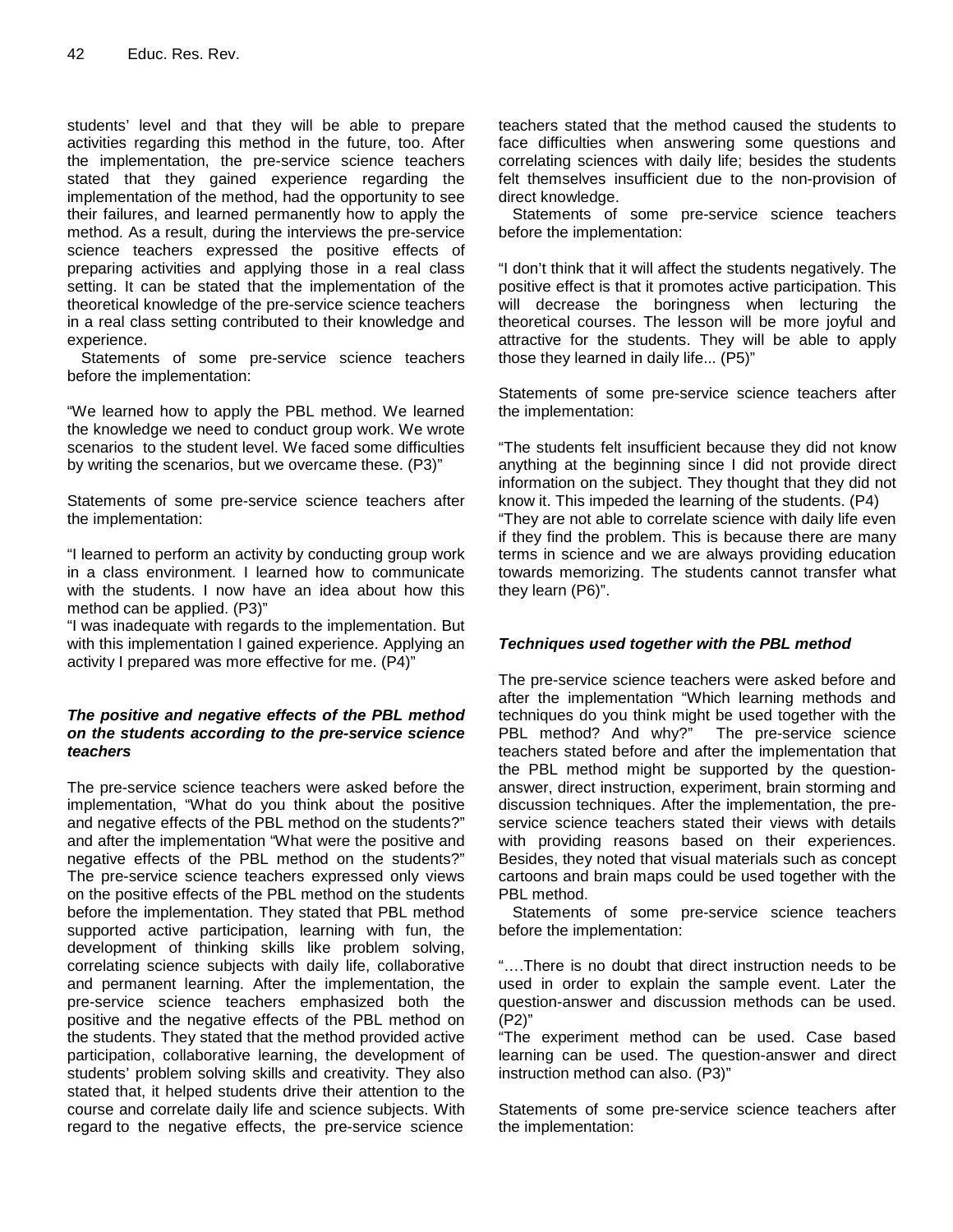students' level and that they will be able to prepare activities regarding this method in the future, too. After the implementation, the pre-service science teachers stated that they gained experience regarding the implementation of the method, had the opportunity to see their failures, and learned permanently how to apply the method. As a result, during the interviews the pre-service science teachers expressed the positive effects of preparing activities and applying those in a real class setting. It can be stated that the implementation of the theoretical knowledge of the pre-service science teachers in a real class setting contributed to their knowledge and experience.

Statements of some pre-service science teachers before the implementation:

"We learned how to apply the PBL method. We learned the knowledge we need to conduct group work. We wrote scenarios to the student level. We faced some difficulties by writing the scenarios, but we overcame these. (P3)"

Statements of some pre-service science teachers after the implementation:

"I learned to perform an activity by conducting group work in a class environment. I learned how to communicate with the students. I now have an idea about how this method can be applied. (P3)"

"I was inadequate with regards to the implementation. But with this implementation I gained experience. Applying an activity I prepared was more effective for me. (P4)"

### *The positive and negative effects of the PBL method on the students according to the pre-service science teachers*

The pre-service science teachers were asked before the implementation, "What do you think about the positive and negative effects of the PBL method on the students?" and after the implementation "What were the positive and negative effects of the PBL method on the students?" The pre-service science teachers expressed only views on the positive effects of the PBL method on the students before the implementation. They stated that PBL method supported active participation, learning with fun, the development of thinking skills like problem solving, correlating science subjects with daily life, collaborative and permanent learning. After the implementation, the pre-service science teachers emphasized both the positive and the negative effects of the PBL method on the students. They stated that the method provided active participation, collaborative learning, the development of students' problem solving skills and creativity. They also stated that, it helped students drive their attention to the course and correlate daily life and science subjects. With regard to the negative effects, the pre-service science teachers stated that the method caused the students to face difficulties when answering some questions and correlating sciences with daily life; besides the students felt themselves insufficient due to the non-provision of direct knowledge.

Statements of some pre-service science teachers before the implementation:

"I don't think that it will affect the students negatively. The positive effect is that it promotes active participation. This will decrease the boringness when lecturing the theoretical courses. The lesson will be more joyful and attractive for the students. They will be able to apply those they learned in daily life... (P5)"

Statements of some pre-service science teachers after the implementation:

"The students felt insufficient because they did not know anything at the beginning since I did not provide direct information on the subject. They thought that they did not know it. This impeded the learning of the students. (P4)

"They are not able to correlate science with daily life even if they find the problem. This is because there are many terms in science and we are always providing education towards memorizing. The students cannot transfer what they learn (P6)".

### *Techniques used together with the PBL method*

The pre-service science teachers were asked before and after the implementation "Which learning methods and techniques do you think might be used together with the PBL method? And why?" The pre-service science teachers stated before and after the implementation that the PBL method might be supported by the question-answer, direct instruction, experiment, brain storming and discussion techniques. After the implementation, the pre-service science teachers stated their views with details with providing reasons based on their experiences. Besides, they noted that visual materials such as concept cartoons and brain maps could be used together with the PBL method.

Statements of some pre-service science teachers before the implementation:

"….There is no doubt that direct instruction needs to be used in order to explain the sample event. Later the question-answer and discussion methods can be used. (P2)"

"The experiment method can be used. Case based learning can be used. The question-answer and direct instruction method can also. (P3)"

Statements of some pre-service science teachers after the implementation: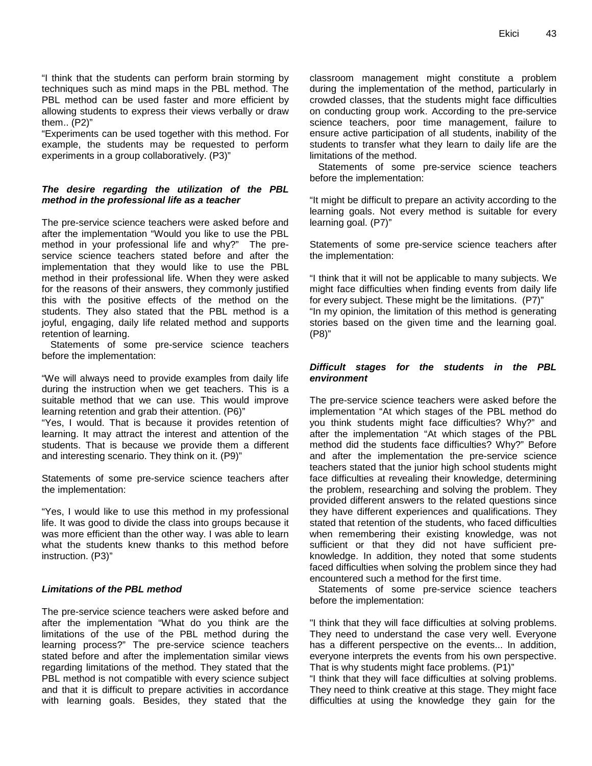"I think that the students can perform brain storming by techniques such as mind maps in the PBL method. The PBL method can be used faster and more efficient by allowing students to express their views verbally or draw them.. (P2)"

"Experiments can be used together with this method. For example, the students may be requested to perform experiments in a group collaboratively. (P3)"

### *The desire regarding the utilization of the PBL method in the professional life as a teacher*

The pre-service science teachers were asked before and after the implementation "Would you like to use the PBL method in your professional life and why?" The pre-service science teachers stated before and after the implementation that they would like to use the PBL method in their professional life. When they were asked for the reasons of their answers, they commonly justified this with the positive effects of the method on the students. They also stated that the PBL method is a joyful, engaging, daily life related method and supports retention of learning.

Statements of some pre-service science teachers before the implementation:

"We will always need to provide examples from daily life during the instruction when we get teachers. This is a suitable method that we can use. This would improve learning retention and grab their attention. (P6)"

"Yes, I would. That is because it provides retention of learning. It may attract the interest and attention of the students. That is because we provide them a different and interesting scenario. They think on it. (P9)"

Statements of some pre-service science teachers after the implementation:

"Yes, I would like to use this method in my professional life. It was good to divide the class into groups because it was more efficient than the other way. I was able to learn what the students knew thanks to this method before instruction. (P3)"

### *Limitations of the PBL method*

The pre-service science teachers were asked before and after the implementation "What do you think are the limitations of the use of the PBL method during the learning process?" The pre-service science teachers stated before and after the implementation similar views regarding limitations of the method. They stated that the PBL method is not compatible with every science subject and that it is difficult to prepare activities in accordance with learning goals. Besides, they stated that the classroom management might constitute a problem during the implementation of the method, particularly in crowded classes, that the students might face difficulties on conducting group work. According to the pre-service science teachers, poor time management, failure to ensure active participation of all students, inability of the students to transfer what they learn to daily life are the limitations of the method.

Statements of some pre-service science teachers before the implementation:

"It might be difficult to prepare an activity according to the learning goals. Not every method is suitable for every learning goal. (P7)"

Statements of some pre-service science teachers after the implementation:

"I think that it will not be applicable to many subjects. We might face difficulties when finding events from daily life for every subject. These might be the limitations. (P7)"

"In my opinion, the limitation of this method is generating stories based on the given time and the learning goal. (P8)"

### *Difficult stages for the students in the PBL environment*

The pre-service science teachers were asked before the implementation "At which stages of the PBL method do you think students might face difficulties? Why?" and after the implementation "At which stages of the PBL method did the students face difficulties? Why?" Before and after the implementation the pre-service science teachers stated that the junior high school students might face difficulties at revealing their knowledge, determining the problem, researching and solving the problem. They provided different answers to the related questions since they have different experiences and qualifications. They stated that retention of the students, who faced difficulties when remembering their existing knowledge, was not sufficient or that they did not have sufficient pre-knowledge. In addition, they noted that some students faced difficulties when solving the problem since they had encountered such a method for the first time.

Statements of some pre-service science teachers before the implementation:

"I think that they will face difficulties at solving problems. They need to understand the case very well. Everyone has a different perspective on the events... In addition, everyone interprets the events from his own perspective. That is why students might face problems. (P1)"

"I think that they will face difficulties at solving problems. They need to think creative at this stage. They might face difficulties at using the knowledge they gain for the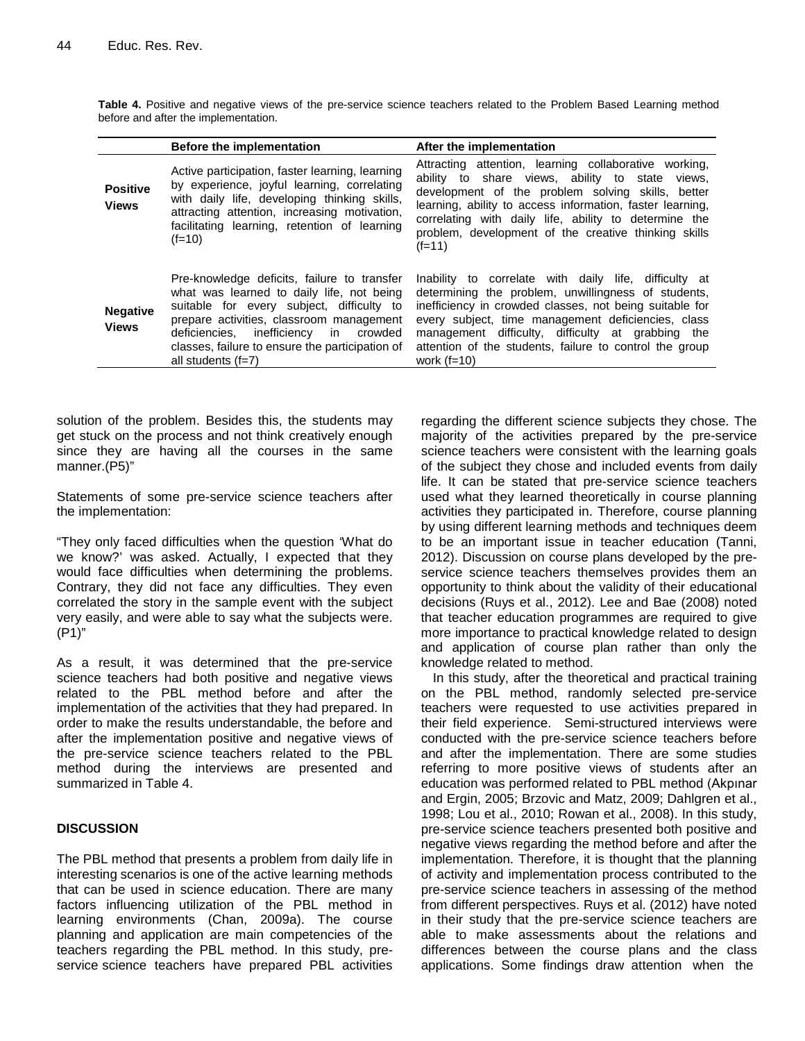**Table 4.** Positive and negative views of the pre-service science teachers related to the Problem Based Learning method before and after the implementation.

| | Before the implementation | After the implementation |
|---|---|---|
| **Positive Views** | Active participation, faster learning, learning by experience, joyful learning, correlating with daily life, developing thinking skills, attracting attention, increasing motivation, facilitating learning, retention of learning (f=10) | Attracting attention, learning collaborative working, ability to share views, ability to state views, development of the problem solving skills, better learning, ability to access information, faster learning, correlating with daily life, ability to determine the problem, development of the creative thinking skills (f=11) |
| **Negative Views** | Pre-knowledge deficits, failure to transfer what was learned to daily life, not being suitable for every subject, difficulty to prepare activities, classroom management deficiencies, inefficiency in crowded classes, failure to ensure the participation of all students (f=7) | Inability to correlate with daily life, difficulty at determining the problem, unwillingness of students, inefficiency in crowded classes, not being suitable for every subject, time management deficiencies, class management difficulty, difficulty at grabbing the attention of the students, failure to control the group work (f=10) |

solution of the problem. Besides this, the students may get stuck on the process and not think creatively enough since they are having all the courses in the same manner.(P5)"

Statements of some pre-service science teachers after the implementation:

"They only faced difficulties when the question 'What do we know?' was asked. Actually, I expected that they would face difficulties when determining the problems. Contrary, they did not face any difficulties. They even correlated the story in the sample event with the subject very easily, and were able to say what the subjects were. (P1)"

As a result, it was determined that the pre-service science teachers had both positive and negative views related to the PBL method before and after the implementation of the activities that they had prepared. In order to make the results understandable, the before and after the implementation positive and negative views of the pre-service science teachers related to the PBL method during the interviews are presented and summarized in Table 4.

## DISCUSSION

The PBL method that presents a problem from daily life in interesting scenarios is one of the active learning methods that can be used in science education. There are many factors influencing utilization of the PBL method in learning environments (Chan, 2009a). The course planning and application are main competencies of the teachers regarding the PBL method. In this study, pre-service science teachers have prepared PBL activities regarding the different science subjects they chose. The majority of the activities prepared by the pre-service science teachers were consistent with the learning goals of the subject they chose and included events from daily life. It can be stated that pre-service science teachers used what they learned theoretically in course planning activities they participated in. Therefore, course planning by using different learning methods and techniques deem to be an important issue in teacher education (Tanni, 2012). Discussion on course plans developed by the pre-service science teachers themselves provides them an opportunity to think about the validity of their educational decisions (Ruys et al., 2012). Lee and Bae (2008) noted that teacher education programmes are required to give more importance to practical knowledge related to design and application of course plan rather than only the knowledge related to method.

In this study, after the theoretical and practical training on the PBL method, randomly selected pre-service teachers were requested to use activities prepared in their field experience. Semi-structured interviews were conducted with the pre-service science teachers before and after the implementation. There are some studies referring to more positive views of students after an education was performed related to PBL method (Akpınar and Ergin, 2005; Brzovic and Matz, 2009; Dahlgren et al., 1998; Lou et al., 2010; Rowan et al., 2008). In this study, pre-service science teachers presented both positive and negative views regarding the method before and after the implementation. Therefore, it is thought that the planning of activity and implementation process contributed to the pre-service science teachers in assessing of the method from different perspectives. Ruys et al. (2012) have noted in their study that the pre-service science teachers are able to make assessments about the relations and differences between the course plans and the class applications. Some findings draw attention when the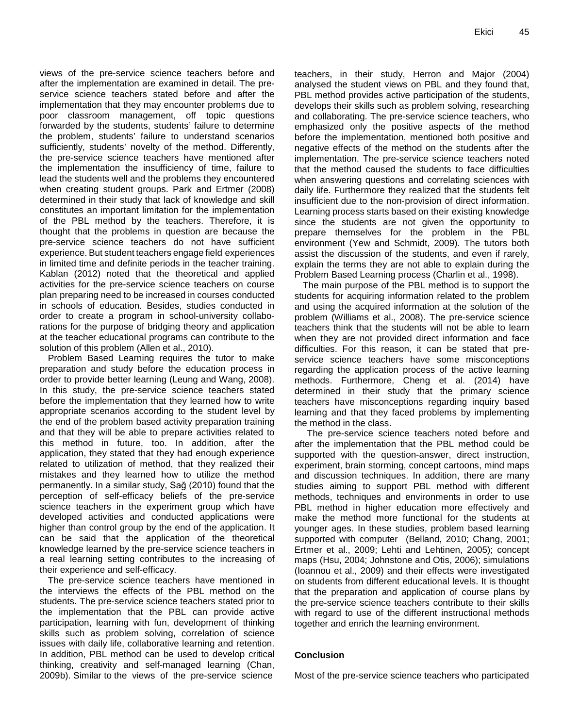views of the pre-service science teachers before and after the implementation are examined in detail. The pre-service science teachers stated before and after the implementation that they may encounter problems due to poor classroom management, off topic questions forwarded by the students, students' failure to determine the problem, students' failure to understand scenarios sufficiently, students' novelty of the method. Differently, the pre-service science teachers have mentioned after the implementation the insufficiency of time, failure to lead the students well and the problems they encountered when creating student groups. Park and Ertmer (2008) determined in their study that lack of knowledge and skill constitutes an important limitation for the implementation of the PBL method by the teachers. Therefore, it is thought that the problems in question are because the pre-service science teachers do not have sufficient experience. But student teachers engage field experiences in limited time and definite periods in the teacher training. Kablan (2012) noted that the theoretical and applied activities for the pre-service science teachers on course plan preparing need to be increased in courses conducted in schools of education. Besides, studies conducted in order to create a program in school-university collaborations for the purpose of bridging theory and application at the teacher educational programs can contribute to the solution of this problem (Allen et al., 2010).

Problem Based Learning requires the tutor to make preparation and study before the education process in order to provide better learning (Leung and Wang, 2008). In this study, the pre-service science teachers stated before the implementation that they learned how to write appropriate scenarios according to the student level by the end of the problem based activity preparation training and that they will be able to prepare activities related to this method in future, too. In addition, after the application, they stated that they had enough experience related to utilization of method, that they realized their mistakes and they learned how to utilize the method permanently. In a similar study, Sağ (2010) found that the perception of self-efficacy beliefs of the pre-service science teachers in the experiment group which have developed activities and conducted applications were higher than control group by the end of the application. It can be said that the application of the theoretical knowledge learned by the pre-service science teachers in a real learning setting contributes to the increasing of their experience and self-efficacy.

The pre-service science teachers have mentioned in the interviews the effects of the PBL method on the students. The pre-service science teachers stated prior to the implementation that the PBL can provide active participation, learning with fun, development of thinking skills such as problem solving, correlation of science issues with daily life, collaborative learning and retention. In addition, PBL method can be used to develop critical thinking, creativity and self-managed learning (Chan, 2009b). Similar to the views of the pre-service science teachers, in their study, Herron and Major (2004) analysed the student views on PBL and they found that, PBL method provides active participation of the students, develops their skills such as problem solving, researching and collaborating. The pre-service science teachers, who emphasized only the positive aspects of the method before the implementation, mentioned both positive and negative effects of the method on the students after the implementation. The pre-service science teachers noted that the method caused the students to face difficulties when answering questions and correlating sciences with daily life. Furthermore they realized that the students felt insufficient due to the non-provision of direct information. Learning process starts based on their existing knowledge since the students are not given the opportunity to prepare themselves for the problem in the PBL environment (Yew and Schmidt, 2009). The tutors both assist the discussion of the students, and even if rarely, explain the terms they are not able to explain during the Problem Based Learning process (Charlin et al., 1998).

The main purpose of the PBL method is to support the students for acquiring information related to the problem and using the acquired information at the solution of the problem (Williams et al., 2008). The pre-service science teachers think that the students will not be able to learn when they are not provided direct information and face difficulties. For this reason, it can be stated that pre-service science teachers have some misconceptions regarding the application process of the active learning methods. Furthermore, Cheng et al. (2014) have determined in their study that the primary science teachers have misconceptions regarding inquiry based learning and that they faced problems by implementing the method in the class.

The pre-service science teachers noted before and after the implementation that the PBL method could be supported with the question-answer, direct instruction, experiment, brain storming, concept cartoons, mind maps and discussion techniques. In addition, there are many studies aiming to support PBL method with different methods, techniques and environments in order to use PBL method in higher education more effectively and make the method more functional for the students at younger ages. In these studies, problem based learning supported with computer (Belland, 2010; Chang, 2001; Ertmer et al., 2009; Lehti and Lehtinen, 2005); concept maps (Hsu, 2004; Johnstone and Otis, 2006); simulations (Ioannou et al., 2009) and their effects were investigated on students from different educational levels. It is thought that the preparation and application of course plans by the pre-service science teachers contribute to their skills with regard to use of the different instructional methods together and enrich the learning environment.

## Conclusion

Most of the pre-service science teachers who participated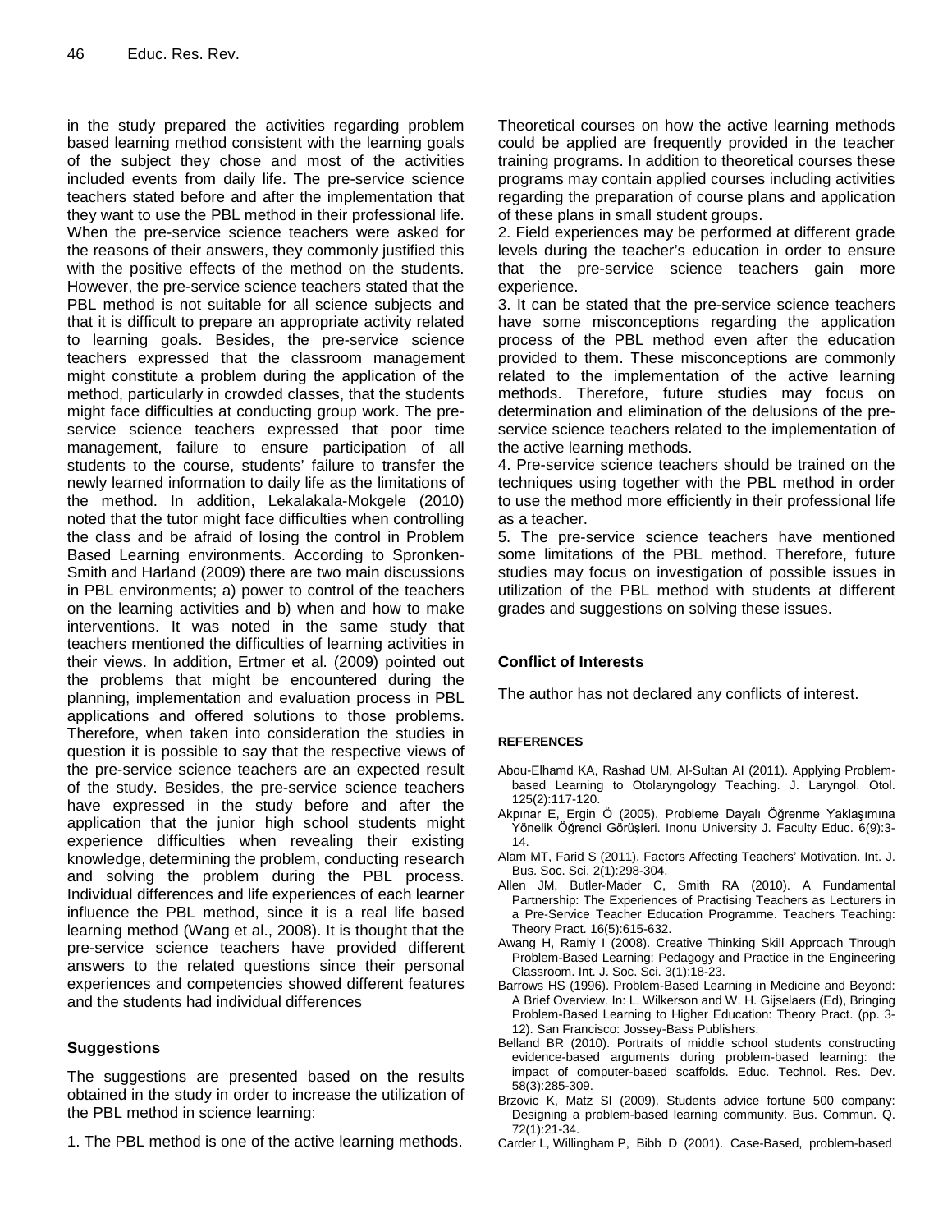in the study prepared the activities regarding problem based learning method consistent with the learning goals of the subject they chose and most of the activities included events from daily life. The pre-service science teachers stated before and after the implementation that they want to use the PBL method in their professional life. When the pre-service science teachers were asked for the reasons of their answers, they commonly justified this with the positive effects of the method on the students. However, the pre-service science teachers stated that the PBL method is not suitable for all science subjects and that it is difficult to prepare an appropriate activity related to learning goals. Besides, the pre-service science teachers expressed that the classroom management might constitute a problem during the application of the method, particularly in crowded classes, that the students might face difficulties at conducting group work. The pre-service science teachers expressed that poor time management, failure to ensure participation of all students to the course, students' failure to transfer the newly learned information to daily life as the limitations of the method. In addition, Lekalakala-Mokgele (2010) noted that the tutor might face difficulties when controlling the class and be afraid of losing the control in Problem Based Learning environments. According to Spronken-Smith and Harland (2009) there are two main discussions in PBL environments; a) power to control of the teachers on the learning activities and b) when and how to make interventions. It was noted in the same study that teachers mentioned the difficulties of learning activities in their views. In addition, Ertmer et al. (2009) pointed out the problems that might be encountered during the planning, implementation and evaluation process in PBL applications and offered solutions to those problems. Therefore, when taken into consideration the studies in question it is possible to say that the respective views of the pre-service science teachers are an expected result of the study. Besides, the pre-service science teachers have expressed in the study before and after the application that the junior high school students might experience difficulties when revealing their existing knowledge, determining the problem, conducting research and solving the problem during the PBL process. Individual differences and life experiences of each learner influence the PBL method, since it is a real life based learning method (Wang et al., 2008). It is thought that the pre-service science teachers have provided different answers to the related questions since their personal experiences and competencies showed different features and the students had individual differences

## Suggestions

The suggestions are presented based on the results obtained in the study in order to increase the utilization of the PBL method in science learning:

1. The PBL method is one of the active learning methods. Theoretical courses on how the active learning methods could be applied are frequently provided in the teacher training programs. In addition to theoretical courses these programs may contain applied courses including activities regarding the preparation of course plans and application of these plans in small student groups.
2. Field experiences may be performed at different grade levels during the teacher's education in order to ensure that the pre-service science teachers gain more experience.
3. It can be stated that the pre-service science teachers have some misconceptions regarding the application process of the PBL method even after the education provided to them. These misconceptions are commonly related to the implementation of the active learning methods. Therefore, future studies may focus on determination and elimination of the delusions of the pre-service science teachers related to the implementation of the active learning methods.
4. Pre-service science teachers should be trained on the techniques using together with the PBL method in order to use the method more efficiently in their professional life as a teacher.
5. The pre-service science teachers have mentioned some limitations of the PBL method. Therefore, future studies may focus on investigation of possible issues in utilization of the PBL method with students at different grades and suggestions on solving these issues.

## Conflict of Interests

The author has not declared any conflicts of interest.

## REFERENCES

Abou-Elhamd KA, Rashad UM, Al-Sultan AI (2011). Applying Problem-based Learning to Otolaryngology Teaching. J. Laryngol. Otol. 125(2):117-120.

Akpınar E, Ergin Ö (2005). Probleme Dayalı Öğrenme Yaklaşımına Yönelik Öğrenci Görüşleri. Inonu University J. Faculty Educ. 6(9):3-14.

Alam MT, Farid S (2011). Factors Affecting Teachers' Motivation. Int. J. Bus. Soc. Sci. 2(1):298-304.

Allen JM, Butler-Mader C, Smith RA (2010). A Fundamental Partnership: The Experiences of Practising Teachers as Lecturers in a Pre-Service Teacher Education Programme. Teachers Teaching: Theory Pract. 16(5):615-632.

Awang H, Ramly I (2008). Creative Thinking Skill Approach Through Problem-Based Learning: Pedagogy and Practice in the Engineering Classroom. Int. J. Soc. Sci. 3(1):18-23.

Barrows HS (1996). Problem-Based Learning in Medicine and Beyond: A Brief Overview. In: L. Wilkerson and W. H. Gijselaers (Ed), Bringing Problem-Based Learning to Higher Education: Theory Pract. (pp. 3-12). San Francisco: Jossey-Bass Publishers.

Belland BR (2010). Portraits of middle school students constructing evidence-based arguments during problem-based learning: the impact of computer-based scaffolds. Educ. Technol. Res. Dev. 58(3):285-309.

Brzovic K, Matz SI (2009). Students advice fortune 500 company: Designing a problem-based learning community. Bus. Commun. Q. 72(1):21-34.

Carder L, Willingham P, Bibb D (2001). Case-Based, problem-based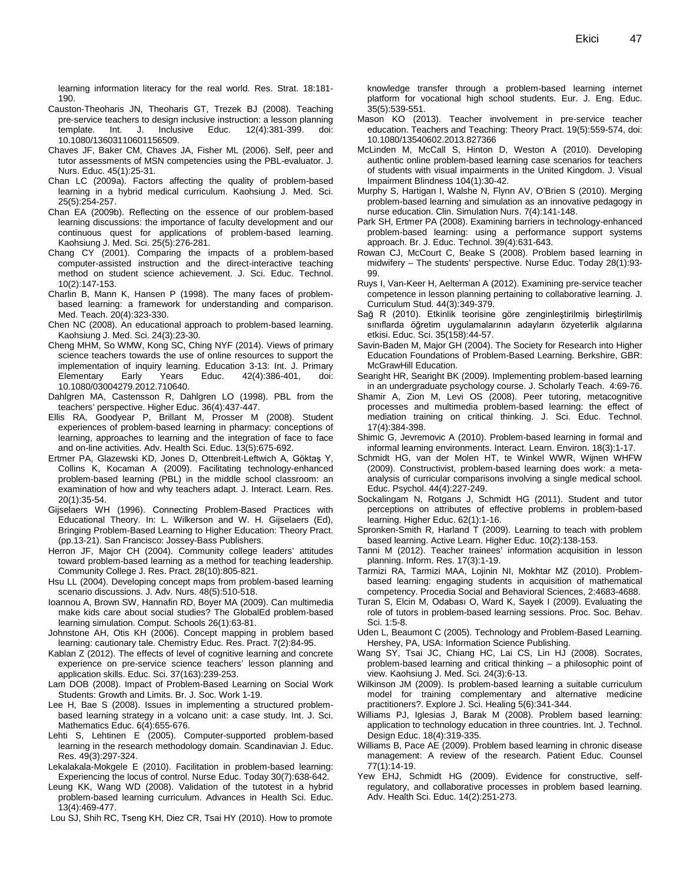learning information literacy for the real world. Res. Strat. 18:181-190.

Causton-Theoharis JN, Theoharis GT, Trezek BJ (2008). Teaching pre-service teachers to design inclusive instruction: a lesson planning template. Int. J. Inclusive Educ. 12(4):381-399. doi: 10.1080/13603110601156509.

Chaves JF, Baker CM, Chaves JA, Fisher ML (2006). Self, peer and tutor assessments of MSN competencies using the PBL-evaluator. J. Nurs. Educ. 45(1):25-31.

Chan LC (2009a). Factors affecting the quality of problem-based learning in a hybrid medical curriculum. Kaohsiung J. Med. Sci. 25(5):254-257.

Chan EA (2009b). Reflecting on the essence of our problem-based learning discussions: the importance of faculty development and our continuous quest for applications of problem-based learning. Kaohsiung J. Med. Sci. 25(5):276-281.

Chang CY (2001). Comparing the impacts of a problem-based computer-assisted instruction and the direct-interactive teaching method on student science achievement. J. Sci. Educ. Technol. 10(2):147-153.

Charlin B, Mann K, Hansen P (1998). The many faces of problem-based learning: a framework for understanding and comparison. Med. Teach. 20(4):323-330.

Chen NC (2008). An educational approach to problem-based learning. Kaohsiung J. Med. Sci. 24(3):23-30.

Cheng MHM, So WMW, Kong SC, Ching NYF (2014). Views of primary science teachers towards the use of online resources to support the implementation of inquiry learning. Education 3-13: Int. J. Primary Elementary Early Years Educ. 42(4):386-401, doi: 10.1080/03004279.2012.710640.

Dahlgren MA, Castensson R, Dahlgren LO (1998). PBL from the teachers' perspective. Higher Educ. 36(4):437-447.

Ellis RA, Goodyear P, Brillant M, Prosser M (2008). Student experiences of problem-based learning in pharmacy: conceptions of learning, approaches to learning and the integration of face to face and on-line activities. Adv. Health Sci. Educ. 13(5):675-692.

Ertmer PA, Glazewski KD, Jones D, Ottenbreit-Leftwich A, Göktaş Y, Collins K, Kocaman A (2009). Facilitating technology-enhanced problem-based learning (PBL) in the middle school classroom: an examination of how and why teachers adapt. J. Interact. Learn. Res. 20(1):35-54.

Gijselaers WH (1996). Connecting Problem-Based Practices with Educational Theory. In: L. Wilkerson and W. H. Gijselaers (Ed), Bringing Problem-Based Learning to Higher Education: Theory Pract. (pp.13-21). San Francisco: Jossey-Bass Publishers.

Herron JF, Major CH (2004). Community college leaders' attitudes toward problem-based learning as a method for teaching leadership. Community College J. Res. Pract. 28(10):805-821.

Hsu LL (2004). Developing concept maps from problem-based learning scenario discussions. J. Adv. Nurs. 48(5):510-518.

Ioannou A, Brown SW, Hannafin RD, Boyer MA (2009). Can multimedia make kids care about social studies? The GlobalEd problem-based learning simulation. Comput. Schools 26(1):63-81.

Johnstone AH, Otis KH (2006). Concept mapping in problem based learning: cautionary tale. Chemistry Educ. Res. Pract. 7(2):84-95.

Kablan Z (2012). The effects of level of cognitive learning and concrete experience on pre-service science teachers' lesson planning and application skills. Educ. Sci. 37(163):239-253.

Lam DOB (2008). Impact of Problem-Based Learning on Social Work Students: Growth and Limits. Br. J. Soc. Work 1-19.

Lee H, Bae S (2008). Issues in implementing a structured problem-based learning strategy in a volcano unit: a case study. Int. J. Sci. Mathematics Educ. 6(4):655-676.

Lehti S, Lehtinen E (2005). Computer-supported problem-based learning in the research methodology domain. Scandinavian J. Educ. Res. 49(3):297-324.

Lekalakala-Mokgele E (2010). Facilitation in problem-based learning: Experiencing the locus of control. Nurse Educ. Today 30(7):638-642.

Leung KK, Wang WD (2008). Validation of the tutotest in a hybrid problem-based learning curriculum. Advances in Health Sci. Educ. 13(4):469-477.

Lou SJ, Shih RC, Tseng KH, Diez CR, Tsai HY (2010). How to promote knowledge transfer through a problem-based learning internet platform for vocational high school students. Eur. J. Eng. Educ. 35(5):539-551.

Mason KO (2013). Teacher involvement in pre-service teacher education. Teachers and Teaching: Theory Pract. 19(5):559-574, doi: 10.1080/13540602.2013.827366

McLinden M, McCall S, Hinton D, Weston A (2010). Developing authentic online problem-based learning case scenarios for teachers of students with visual impairments in the United Kingdom. J. Visual Impairment Blindness 104(1):30-42.

Murphy S, Hartigan I, Walshe N, Flynn AV, O'Brien S (2010). Merging problem-based learning and simulation as an innovative pedagogy in nurse education. Clin. Simulation Nurs. 7(4):141-148.

Park SH, Ertmer PA (2008). Examining barriers in technology-enhanced problem-based learning: using a performance support systems approach. Br. J. Educ. Technol. 39(4):631-643.

Rowan CJ, McCourt C, Beake S (2008). Problem based learning in midwifery – The students' perspective. Nurse Educ. Today 28(1):93-99.

Ruys I, Van-Keer H, Aelterman A (2012). Examining pre-service teacher competence in lesson planning pertaining to collaborative learning. J. Curriculum Stud. 44(3):349-379.

Sağ R (2010). Etkinlik teorisine göre zenginleştirilmiş birleştirilmiş sınıflarda öğretim uygulamalarının adayların özyeterlik algılarına etkisi. Educ. Sci. 35(158):44-57.

Savin-Baden M, Major GH (2004). The Society for Research into Higher Education Foundations of Problem-Based Learning. Berkshire, GBR: McGrawHill Education.

Searight HR, Searight BK (2009). Implementing problem-based learning in an undergraduate psychology course. J. Scholarly Teach. 4:69-76.

Shamir A, Zion M, Levi OS (2008). Peer tutoring, metacognitive processes and multimedia problem-based learning: the effect of mediation training on critical thinking. J. Sci. Educ. Technol. 17(4):384-398.

Shimic G, Jevremovic A (2010). Problem-based learning in formal and informal learning environments. Interact. Learn. Environ. 18(3):1-17.

Schmidt HG, van der Molen HT, te Winkel WWR, Wijnen WHFW (2009). Constructivist, problem-based learning does work: a meta-analysis of curricular comparisons involving a single medical school. Educ. Psychol. 44(4):227-249.

Sockalingam N, Rotgans J, Schmidt HG (2011). Student and tutor perceptions on attributes of effective problems in problem-based learning. Higher Educ. 62(1):1-16.

Spronken-Smith R, Harland T (2009). Learning to teach with problem based learning. Active Learn. Higher Educ. 10(2):138-153.

Tanni M (2012). Teacher trainees' information acquisition in lesson planning. Inform. Res. 17(3):1-19.

Tarmizi RA, Tarmizi MAA, Lojinin NI, Mokhtar MZ (2010). Problem-based learning: engaging students in acquisition of mathematical competency. Procedia Social and Behavioral Sciences, 2:4683-4688.

Turan S, Elcin M, Odabası O, Ward K, Sayek I (2009). Evaluating the role of tutors in problem-based learning sessions. Proc. Soc. Behav. Sci. 1:5-8.

Uden L, Beaumont C (2005). Technology and Problem-Based Learning. Hershey, PA, USA: Information Science Publishing.

Wang SY, Tsai JC, Chiang HC, Lai CS, Lin HJ (2008). Socrates, problem-based learning and critical thinking – a philosophic point of view. Kaohsiung J. Med. Sci. 24(3):6-13.

Wilkinson JM (2009). Is problem-based learning a suitable curriculum model for training complementary and alternative medicine practitioners?. Explore J. Sci. Healing 5(6):341-344.

Williams PJ, Iglesias J, Barak M (2008). Problem based learning: application to technology education in three countries. Int. J. Technol. Design Educ. 18(4):319-335.

Williams B, Pace AE (2009). Problem based learning in chronic disease management: A review of the research. Patient Educ. Counsel 77(1):14-19.

Yew EHJ, Schmidt HG (2009). Evidence for constructive, self-regulatory, and collaborative processes in problem based learning. Adv. Health Sci. Educ. 14(2):251-273.